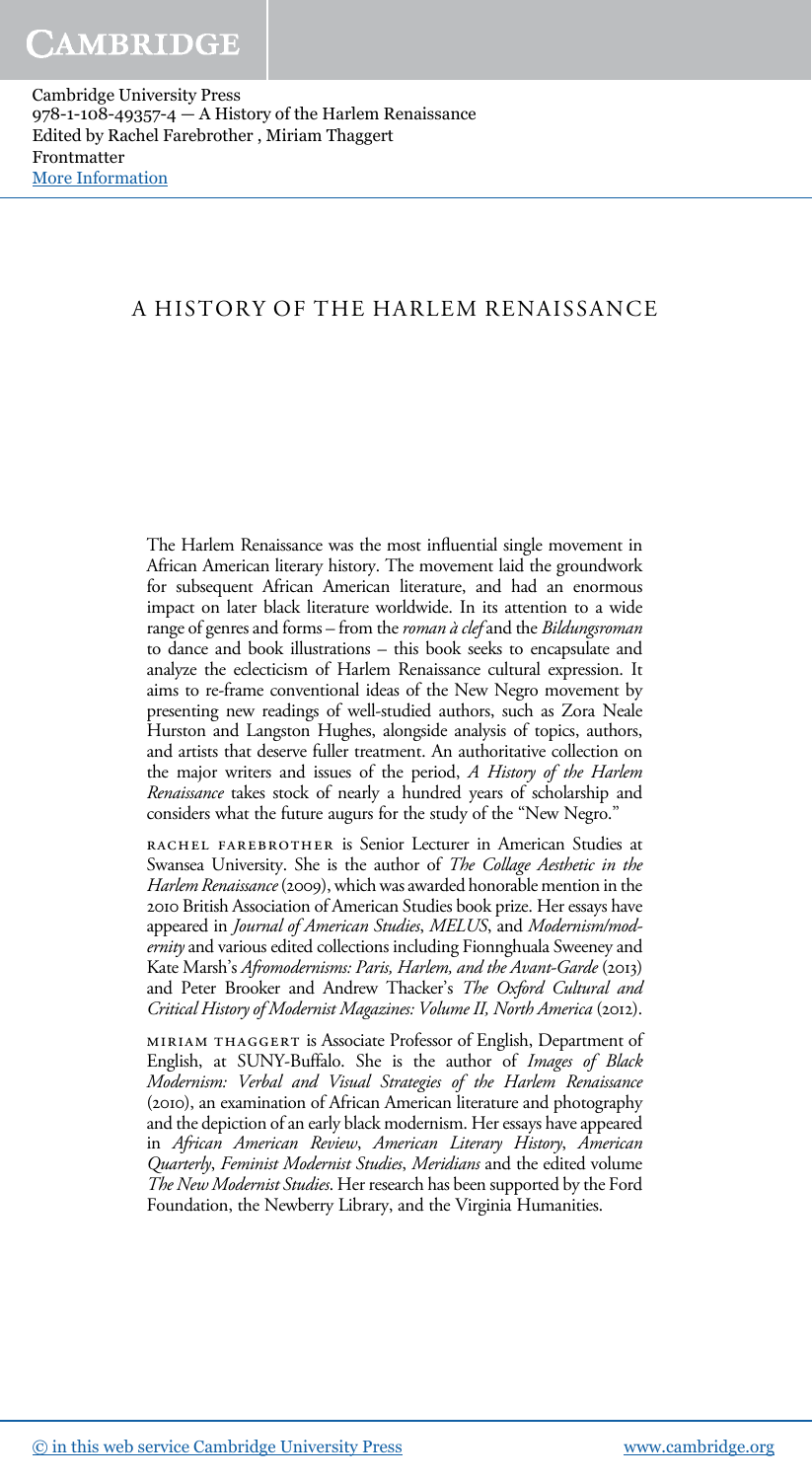# A HISTORY OF THE HARLEM RENAISSANCE

The Harlem Renaissance was the most influential single movement in African American literary history. The movement laid the groundwork for subsequent African American literature, and had an enormous impact on later black literature worldwide. In its attention to a wide range of genres and forms – from the *roman à clef* and the *Bildungsroman* to dance and book illustrations – this book seeks to encapsulate and analyze the eclecticism of Harlem Renaissance cultural expression. It aims to re-frame conventional ideas of the New Negro movement by presenting new readings of well-studied authors, such as Zora Neale Hurston and Langston Hughes, alongside analysis of topics, authors, and artists that deserve fuller treatment. An authoritative collection on the major writers and issues of the period, *A History of the Harlem Renaissance* takes stock of nearly a hundred years of scholarship and considers what the future augurs for the study of the "New Negro."

RACHEL FAREBROTHER is Senior Lecturer in American Studies at Swansea University. She is the author of *The Collage Aesthetic in the Harlem Renaissance* (2009), which was awarded honorable mention in the 2010 British Association of American Studies book prize. Her essays have appeared in *Journal of American Studies*, *MELUS*, and *Modernism/modernity* and various edited collections including Fionnghuala Sweeney and Kate Marsh's *Afromodernisms: Paris, Harlem, and the Avant-Garde* (2013) and Peter Brooker and Andrew Thacker's *The Oxford Cultural and Critical History of Modernist Magazines: Volume II, North America* (2012).

MIRIAM THAGGERT is Associate Professor of English, Department of English, at SUNY-Buffalo. She is the author of *Images of Black Modernism: Verbal and Visual Strategies of the Harlem Renaissance* (2010), an examination of African American literature and photography and the depiction of an early black modernism. Her essays have appeared in *African American Review*, *American Literary History*, *American Quarterly*, *Feminist Modernist Studies*, *Meridians* and the edited volume *The New Modernist Studies*. Her research has been supported by the Ford Foundation, the Newberry Library, and the Virginia Humanities.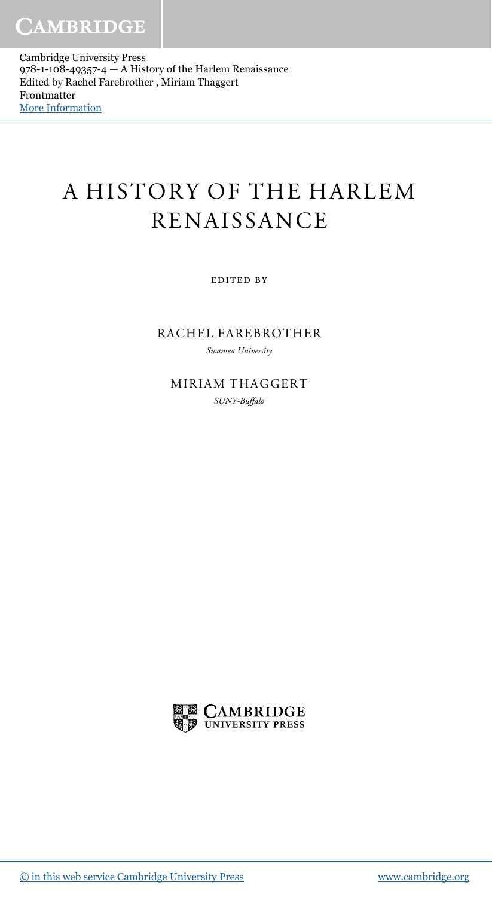# A HISTORY OF THE HARLEM RENAISSANCE

EDITED BY

RACHEL FAREBROTHER

*Swansea University*

MIRIAM THAGGERT

*SUNY-Buffalo*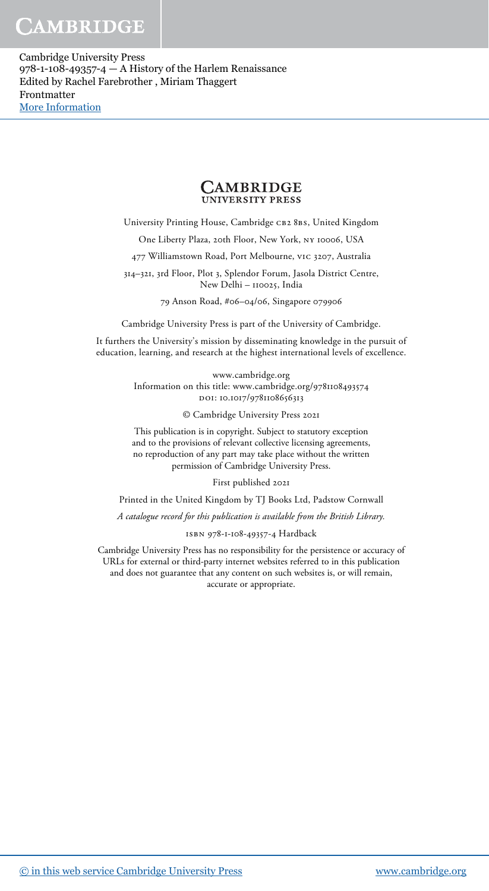Cambridge University Press
978-1-108-49357-4 — A History of the Harlem Renaissance
Edited by Rachel Farebrother , Miriam Thaggert
Frontmatter
More Information

CAMBRIDGE
UNIVERSITY PRESS

University Printing House, Cambridge CB2 8BS, United Kingdom

One Liberty Plaza, 20th Floor, New York, NY 10006, USA

477 Williamstown Road, Port Melbourne, VIC 3207, Australia

314–321, 3rd Floor, Plot 3, Splendor Forum, Jasola District Centre, New Delhi – 110025, India

79 Anson Road, #06–04/06, Singapore 079906

Cambridge University Press is part of the University of Cambridge.

It furthers the University's mission by disseminating knowledge in the pursuit of education, learning, and research at the highest international levels of excellence.

www.cambridge.org
Information on this title: www.cambridge.org/9781108493574
DOI: 10.1017/9781108656313

© Cambridge University Press 2021

This publication is in copyright. Subject to statutory exception and to the provisions of relevant collective licensing agreements, no reproduction of any part may take place without the written permission of Cambridge University Press.

First published 2021

Printed in the United Kingdom by TJ Books Ltd, Padstow Cornwall

*A catalogue record for this publication is available from the British Library.*

ISBN 978-1-108-49357-4 Hardback

Cambridge University Press has no responsibility for the persistence or accuracy of URLs for external or third-party internet websites referred to in this publication and does not guarantee that any content on such websites is, or will remain, accurate or appropriate.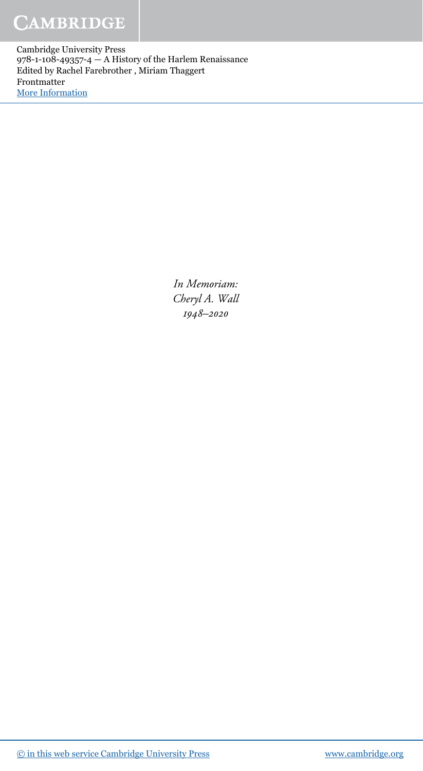*In Memoriam:*
*Cheryl A. Wall*
*1948–2020*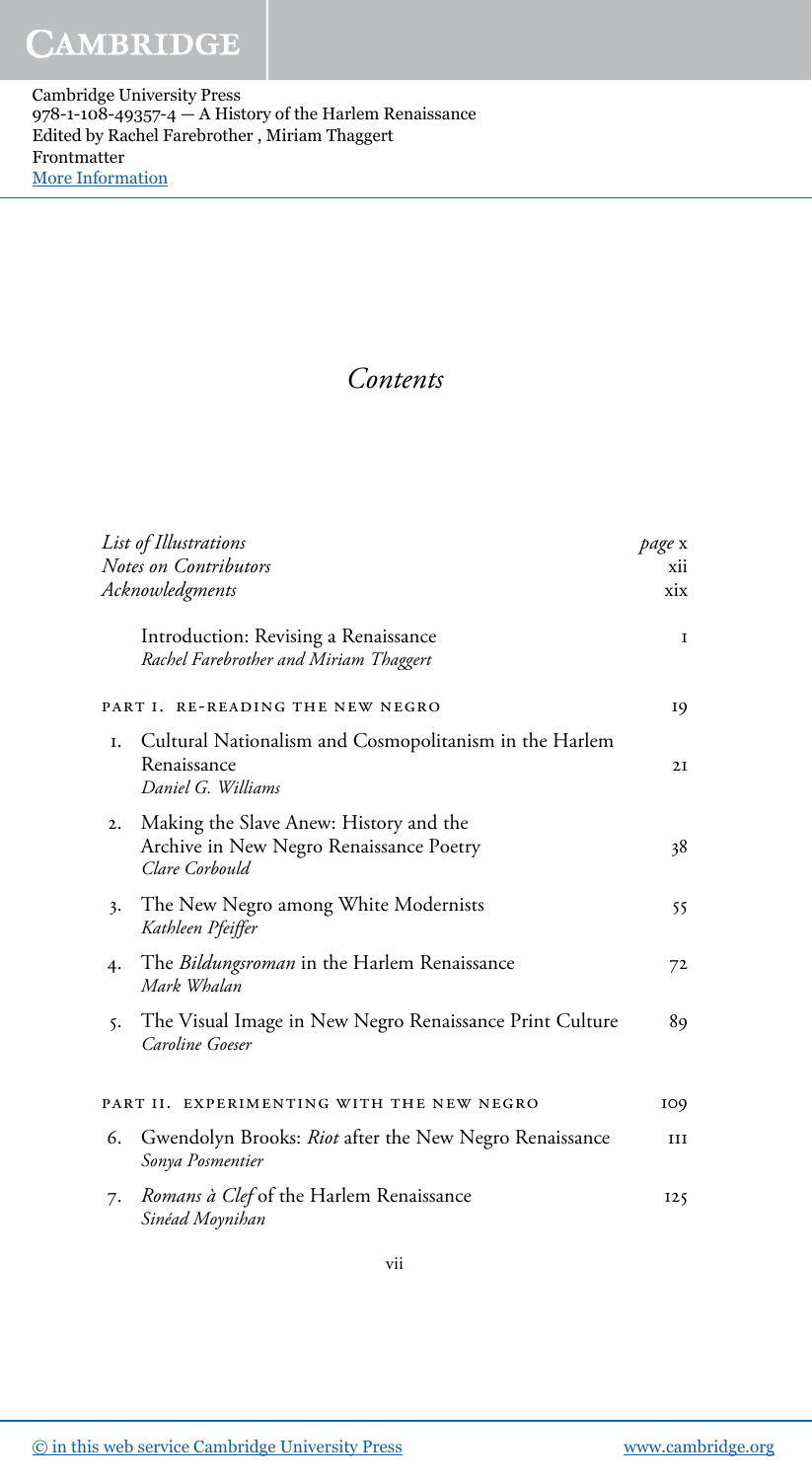# Contents

| | | |
|---|---|---|
| | *List of Illustrations* | *page* x |
| | *Notes on Contributors* | xii |
| | *Acknowledgments* | xix |
| | Introduction: Revising a Renaissance<br>*Rachel Farebrother and Miriam Thaggert* | 1 |
| | PART I. RE-READING THE NEW NEGRO | 19 |
| 1. | Cultural Nationalism and Cosmopolitanism in the Harlem Renaissance<br>*Daniel G. Williams* | 21 |
| 2. | Making the Slave Anew: History and the Archive in New Negro Renaissance Poetry<br>*Clare Corbould* | 38 |
| 3. | The New Negro among White Modernists<br>*Kathleen Pfeiffer* | 55 |
| 4. | The *Bildungsroman* in the Harlem Renaissance<br>*Mark Whalan* | 72 |
| 5. | The Visual Image in New Negro Renaissance Print Culture<br>*Caroline Goeser* | 89 |
| | PART II. EXPERIMENTING WITH THE NEW NEGRO | 109 |
| 6. | Gwendolyn Brooks: *Riot* after the New Negro Renaissance<br>*Sonya Posmentier* | 111 |
| 7. | *Romans à Clef* of the Harlem Renaissance<br>*Sinéad Moynihan* | 125 |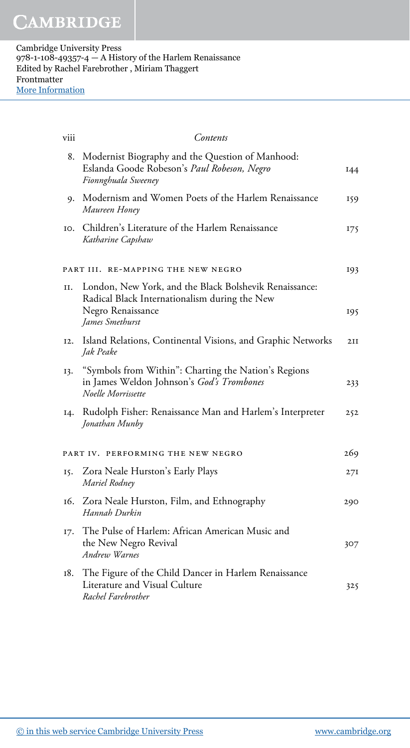8. Modernist Biography and the Question of Manhood: Eslanda Goode Robeson's *Paul Robeson, Negro* — 144
   *Fionnghuala Sweeney*

9. Modernism and Women Poets of the Harlem Renaissance — 159
   *Maureen Honey*

10. Children's Literature of the Harlem Renaissance — 175
    *Katharine Capshaw*

PART III. RE-MAPPING THE NEW NEGRO — 193

11. London, New York, and the Black Bolshevik Renaissance: Radical Black Internationalism during the New Negro Renaissance — 195
    *James Smethurst*

12. Island Relations, Continental Visions, and Graphic Networks — 211
    *Jak Peake*

13. "Symbols from Within": Charting the Nation's Regions in James Weldon Johnson's *God's Trombones* — 233
    *Noelle Morrissette*

14. Rudolph Fisher: Renaissance Man and Harlem's Interpreter — 252
    *Jonathan Munby*

PART IV. PERFORMING THE NEW NEGRO — 269

15. Zora Neale Hurston's Early Plays — 271
    *Mariel Rodney*

16. Zora Neale Hurston, Film, and Ethnography — 290
    *Hannah Durkin*

17. The Pulse of Harlem: African American Music and the New Negro Revival — 307
    *Andrew Warnes*

18. The Figure of the Child Dancer in Harlem Renaissance Literature and Visual Culture — 325
    *Rachel Farebrother*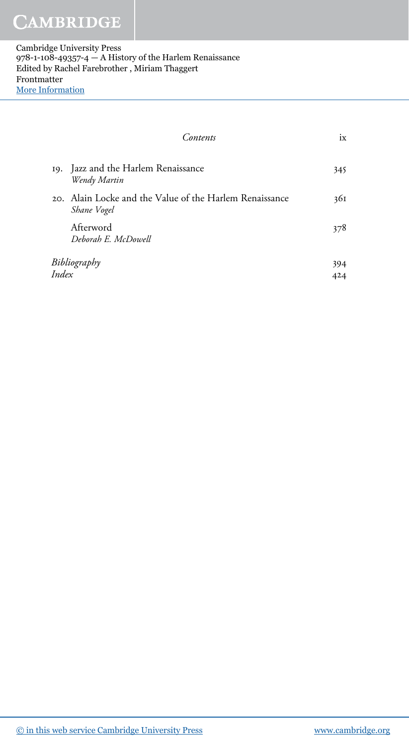19. Jazz and the Harlem Renaissance — 345
*Wendy Martin*

20. Alain Locke and the Value of the Harlem Renaissance — 361
*Shane Vogel*

Afterword — 378
*Deborah E. McDowell*

*Bibliography* — 394

*Index* — 424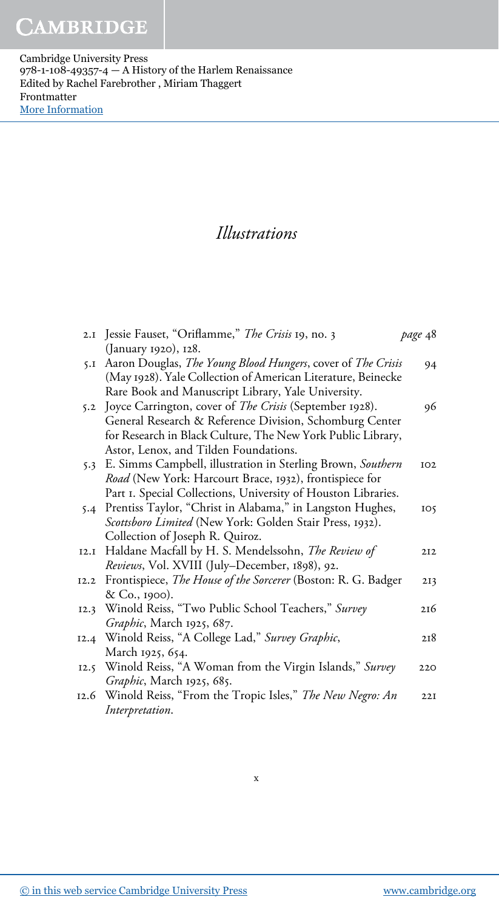# *Illustrations*

| | | page |
|---|---|---|
| 2.1 | Jessie Fauset, "Oriflamme," *The Crisis* 19, no. 3 (January 1920), 128. | 48 |
| 5.1 | Aaron Douglas, *The Young Blood Hungers*, cover of *The Crisis* (May 1928). Yale Collection of American Literature, Beinecke Rare Book and Manuscript Library, Yale University. | 94 |
| 5.2 | Joyce Carrington, cover of *The Crisis* (September 1928). General Research & Reference Division, Schomburg Center for Research in Black Culture, The New York Public Library, Astor, Lenox, and Tilden Foundations. | 96 |
| 5.3 | E. Simms Campbell, illustration in Sterling Brown, *Southern Road* (New York: Harcourt Brace, 1932), frontispiece for Part 1. Special Collections, University of Houston Libraries. | 102 |
| 5.4 | Prentiss Taylor, "Christ in Alabama," in Langston Hughes, *Scottsboro Limited* (New York: Golden Stair Press, 1932). Collection of Joseph R. Quiroz. | 105 |
| 12.1 | Haldane Macfall by H. S. Mendelssohn, *The Review of Reviews*, Vol. XVIII (July–December, 1898), 92. | 212 |
| 12.2 | Frontispiece, *The House of the Sorcerer* (Boston: R. G. Badger & Co., 1900). | 213 |
| 12.3 | Winold Reiss, "Two Public School Teachers," *Survey Graphic*, March 1925, 687. | 216 |
| 12.4 | Winold Reiss, "A College Lad," *Survey Graphic*, March 1925, 654. | 218 |
| 12.5 | Winold Reiss, "A Woman from the Virgin Islands," *Survey Graphic*, March 1925, 685. | 220 |
| 12.6 | Winold Reiss, "From the Tropic Isles," *The New Negro: An Interpretation*. | 221 |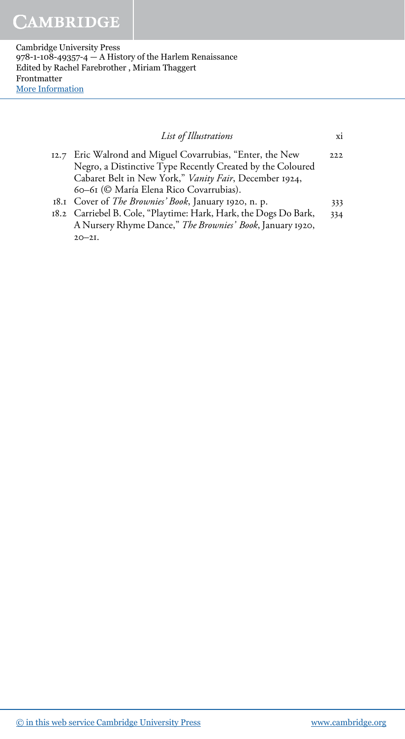| | | |
|---|---|---|
| 12.7 | Eric Walrond and Miguel Covarrubias, "Enter, the New Negro, a Distinctive Type Recently Created by the Coloured Cabaret Belt in New York," *Vanity Fair*, December 1924, 60–61 (© María Elena Rico Covarrubias). | 222 |
| 18.1 | Cover of *The Brownies' Book*, January 1920, n. p. | 333 |
| 18.2 | Carriebel B. Cole, "Playtime: Hark, Hark, the Dogs Do Bark, A Nursery Rhyme Dance," *The Brownies' Book*, January 1920, 20–21. | 334 |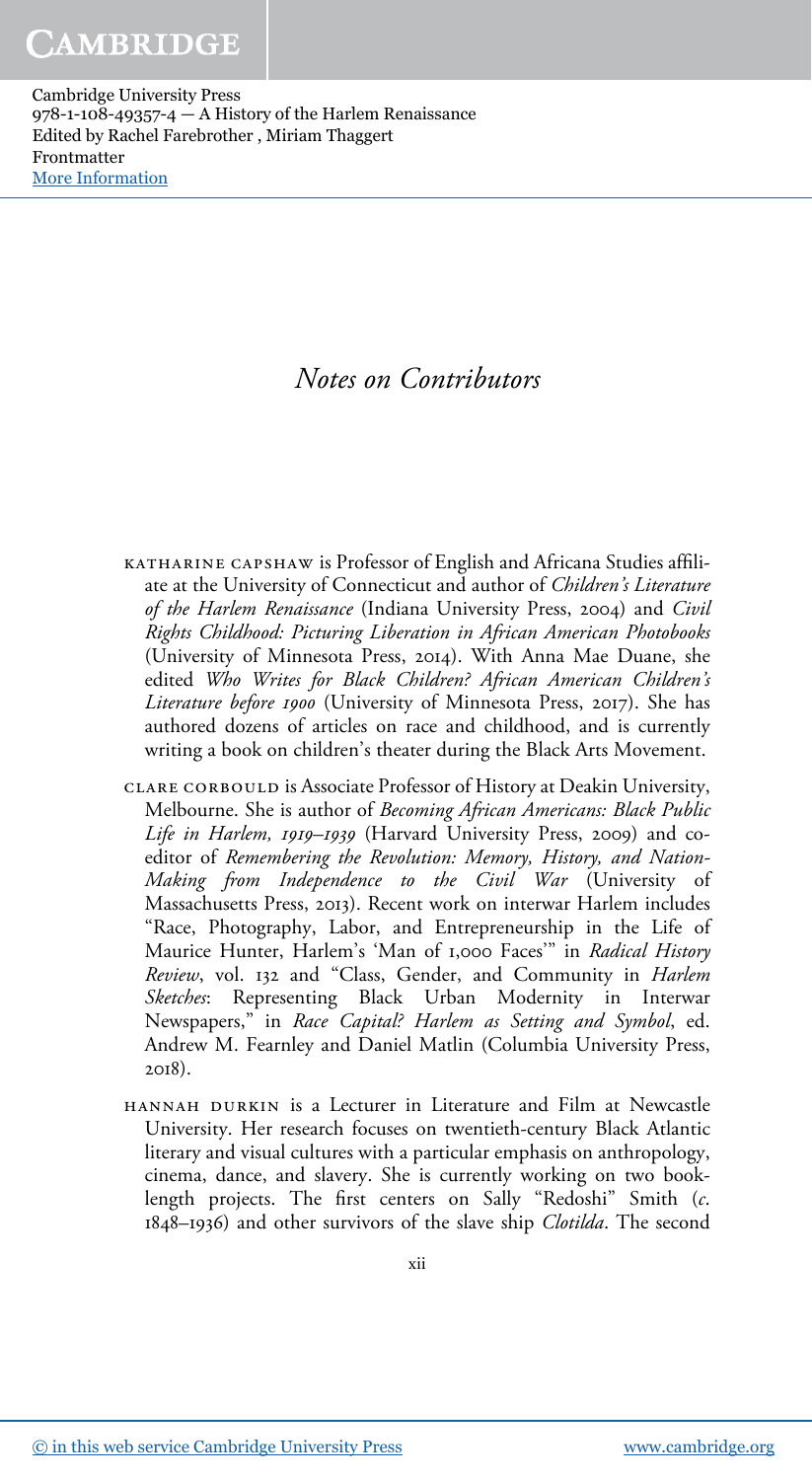# *Notes on Contributors*

KATHARINE CAPSHAW is Professor of English and Africana Studies affiliate at the University of Connecticut and author of *Children's Literature of the Harlem Renaissance* (Indiana University Press, 2004) and *Civil Rights Childhood: Picturing Liberation in African American Photobooks* (University of Minnesota Press, 2014). With Anna Mae Duane, she edited *Who Writes for Black Children? African American Children's Literature before 1900* (University of Minnesota Press, 2017). She has authored dozens of articles on race and childhood, and is currently writing a book on children's theater during the Black Arts Movement.

CLARE CORBOULD is Associate Professor of History at Deakin University, Melbourne. She is author of *Becoming African Americans: Black Public Life in Harlem, 1919–1939* (Harvard University Press, 2009) and co-editor of *Remembering the Revolution: Memory, History, and Nation-Making from Independence to the Civil War* (University of Massachusetts Press, 2013). Recent work on interwar Harlem includes "Race, Photography, Labor, and Entrepreneurship in the Life of Maurice Hunter, Harlem's 'Man of 1,000 Faces'" in *Radical History Review*, vol. 132 and "Class, Gender, and Community in *Harlem Sketches*: Representing Black Urban Modernity in Interwar Newspapers," in *Race Capital? Harlem as Setting and Symbol*, ed. Andrew M. Fearnley and Daniel Matlin (Columbia University Press, 2018).

HANNAH DURKIN is a Lecturer in Literature and Film at Newcastle University. Her research focuses on twentieth-century Black Atlantic literary and visual cultures with a particular emphasis on anthropology, cinema, dance, and slavery. She is currently working on two book-length projects. The first centers on Sally "Redoshi" Smith (*c.* 1848–1936) and other survivors of the slave ship *Clotilda*. The second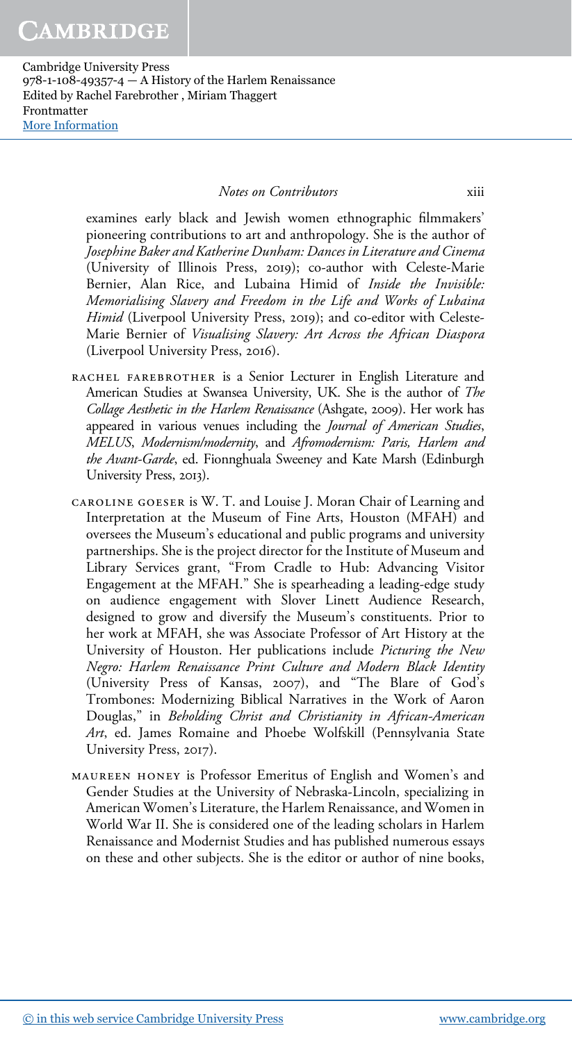examines early black and Jewish women ethnographic filmmakers' pioneering contributions to art and anthropology. She is the author of *Josephine Baker and Katherine Dunham: Dances in Literature and Cinema* (University of Illinois Press, 2019); co-author with Celeste-Marie Bernier, Alan Rice, and Lubaina Himid of *Inside the Invisible: Memorialising Slavery and Freedom in the Life and Works of Lubaina Himid* (Liverpool University Press, 2019); and co-editor with Celeste-Marie Bernier of *Visualising Slavery: Art Across the African Diaspora* (Liverpool University Press, 2016).

RACHEL FAREBROTHER is a Senior Lecturer in English Literature and American Studies at Swansea University, UK. She is the author of *The Collage Aesthetic in the Harlem Renaissance* (Ashgate, 2009). Her work has appeared in various venues including the *Journal of American Studies*, *MELUS*, *Modernism/modernity*, and *Afromodernism: Paris, Harlem and the Avant-Garde*, ed. Fionnghuala Sweeney and Kate Marsh (Edinburgh University Press, 2013).

CAROLINE GOESER is W. T. and Louise J. Moran Chair of Learning and Interpretation at the Museum of Fine Arts, Houston (MFAH) and oversees the Museum's educational and public programs and university partnerships. She is the project director for the Institute of Museum and Library Services grant, "From Cradle to Hub: Advancing Visitor Engagement at the MFAH." She is spearheading a leading-edge study on audience engagement with Slover Linett Audience Research, designed to grow and diversify the Museum's constituents. Prior to her work at MFAH, she was Associate Professor of Art History at the University of Houston. Her publications include *Picturing the New Negro: Harlem Renaissance Print Culture and Modern Black Identity* (University Press of Kansas, 2007), and "The Blare of God's Trombones: Modernizing Biblical Narratives in the Work of Aaron Douglas," in *Beholding Christ and Christianity in African-American Art*, ed. James Romaine and Phoebe Wolfskill (Pennsylvania State University Press, 2017).

MAUREEN HONEY is Professor Emeritus of English and Women's and Gender Studies at the University of Nebraska-Lincoln, specializing in American Women's Literature, the Harlem Renaissance, and Women in World War II. She is considered one of the leading scholars in Harlem Renaissance and Modernist Studies and has published numerous essays on these and other subjects. She is the editor or author of nine books,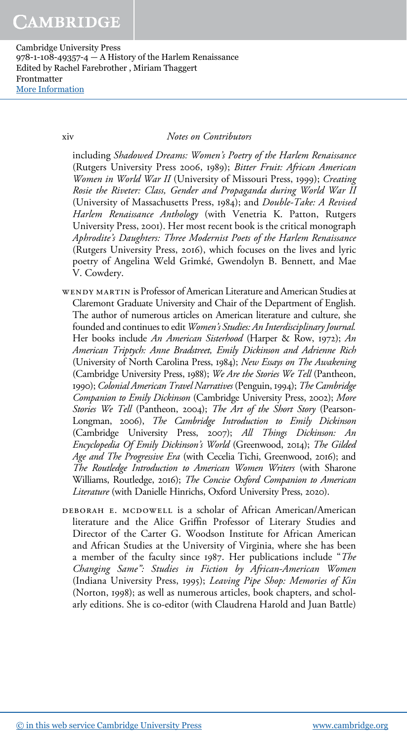including *Shadowed Dreams: Women's Poetry of the Harlem Renaissance* (Rutgers University Press 2006, 1989); *Bitter Fruit: African American Women in World War II* (University of Missouri Press, 1999); *Creating Rosie the Riveter: Class, Gender and Propaganda during World War II* (University of Massachusetts Press, 1984); and *Double-Take: A Revised Harlem Renaissance Anthology* (with Venetria K. Patton, Rutgers University Press, 2001). Her most recent book is the critical monograph *Aphrodite's Daughters: Three Modernist Poets of the Harlem Renaissance* (Rutgers University Press, 2016), which focuses on the lives and lyric poetry of Angelina Weld Grimké, Gwendolyn B. Bennett, and Mae V. Cowdery.

WENDY MARTIN is Professor of American Literature and American Studies at Claremont Graduate University and Chair of the Department of English. The author of numerous articles on American literature and culture, she founded and continues to edit *Women's Studies: An Interdisciplinary Journal*. Her books include *An American Sisterhood* (Harper & Row, 1972); *An American Triptych: Anne Bradstreet, Emily Dickinson and Adrienne Rich* (University of North Carolina Press, 1984); *New Essays on The Awakening* (Cambridge University Press, 1988); *We Are the Stories We Tell* (Pantheon, 1990); *Colonial American Travel Narratives* (Penguin, 1994); *The Cambridge Companion to Emily Dickinson* (Cambridge University Press, 2002); *More Stories We Tell* (Pantheon, 2004); *The Art of the Short Story* (Pearson-Longman, 2006), *The Cambridge Introduction to Emily Dickinson* (Cambridge University Press, 2007); *All Things Dickinson: An Encyclopedia Of Emily Dickinson's World* (Greenwood, 2014); *The Gilded Age and The Progressive Era* (with Cecelia Tichi, Greenwood, 2016); and *The Routledge Introduction to American Women Writers* (with Sharone Williams, Routledge, 2016); *The Concise Oxford Companion to American Literature* (with Danielle Hinrichs, Oxford University Press, 2020).

DEBORAH E. MCDOWELL is a scholar of African American/American literature and the Alice Griffin Professor of Literary Studies and Director of the Carter G. Woodson Institute for African American and African Studies at the University of Virginia, where she has been a member of the faculty since 1987. Her publications include "*The Changing Same*": *Studies in Fiction by African-American Women* (Indiana University Press, 1995); *Leaving Pipe Shop: Memories of Kin* (Norton, 1998); as well as numerous articles, book chapters, and scholarly editions. She is co-editor (with Claudrena Harold and Juan Battle)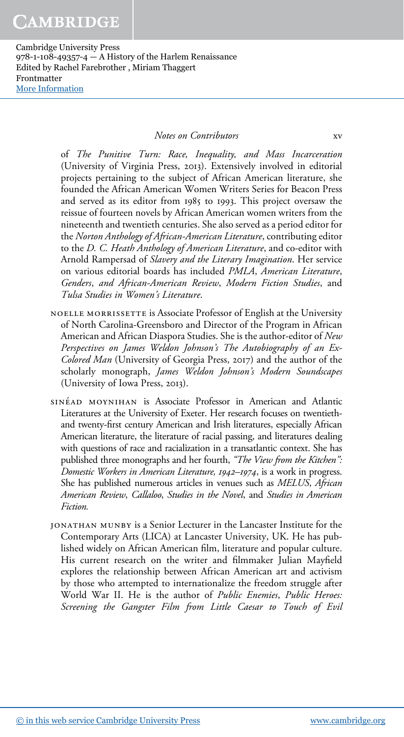of *The Punitive Turn: Race, Inequality, and Mass Incarceration* (University of Virginia Press, 2013). Extensively involved in editorial projects pertaining to the subject of African American literature, she founded the African American Women Writers Series for Beacon Press and served as its editor from 1985 to 1993. This project oversaw the reissue of fourteen novels by African American women writers from the nineteenth and twentieth centuries. She also served as a period editor for the *Norton Anthology of African-American Literature*, contributing editor to the *D. C. Heath Anthology of American Literature*, and co-editor with Arnold Rampersad of *Slavery and the Literary Imagination*. Her service on various editorial boards has included *PMLA*, *American Literature*, *Genders*, and *African-American Review*, *Modern Fiction Studies*, and *Tulsa Studies in Women's Literature*.

NOELLE MORRISSETTE is Associate Professor of English at the University of North Carolina-Greensboro and Director of the Program in African American and African Diaspora Studies. She is the author-editor of *New Perspectives on James Weldon Johnson's The Autobiography of an Ex-Colored Man* (University of Georgia Press, 2017) and the author of the scholarly monograph, *James Weldon Johnson's Modern Soundscapes* (University of Iowa Press, 2013).

SINÉAD MOYNIHAN is Associate Professor in American and Atlantic Literatures at the University of Exeter. Her research focuses on twentieth- and twenty-first century American and Irish literatures, especially African American literature, the literature of racial passing, and literatures dealing with questions of race and racialization in a transatlantic context. She has published three monographs and her fourth, *"The View from the Kitchen": Domestic Workers in American Literature, 1942–1974*, is a work in progress. She has published numerous articles in venues such as *MELUS*, *African American Review*, *Callaloo*, *Studies in the Novel*, and *Studies in American Fiction.*

JONATHAN MUNBY is a Senior Lecturer in the Lancaster Institute for the Contemporary Arts (LICA) at Lancaster University, UK. He has published widely on African American film, literature and popular culture. His current research on the writer and filmmaker Julian Mayfield explores the relationship between African American art and activism by those who attempted to internationalize the freedom struggle after World War II. He is the author of *Public Enemies, Public Heroes: Screening the Gangster Film from Little Caesar to Touch of Evil*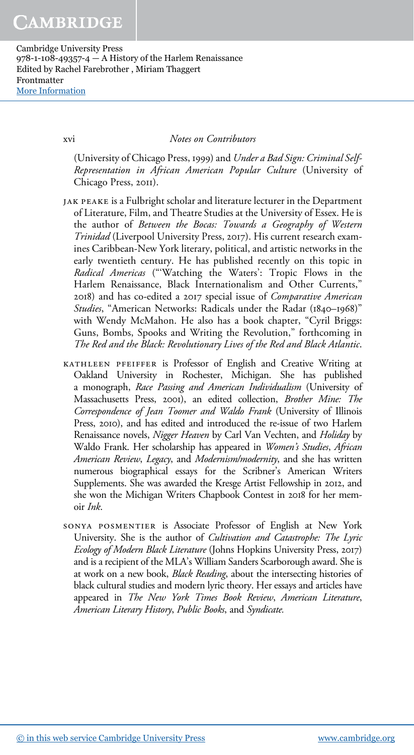(University of Chicago Press, 1999) and *Under a Bad Sign: Criminal Self-Representation in African American Popular Culture* (University of Chicago Press, 2011).

JAK PEAKE is a Fulbright scholar and literature lecturer in the Department of Literature, Film, and Theatre Studies at the University of Essex. He is the author of *Between the Bocas: Towards a Geography of Western Trinidad* (Liverpool University Press, 2017). His current research examines Caribbean-New York literary, political, and artistic networks in the early twentieth century. He has published recently on this topic in *Radical Americas* ("'Watching the Waters': Tropic Flows in the Harlem Renaissance, Black Internationalism and Other Currents," 2018) and has co-edited a 2017 special issue of *Comparative American Studies*, "American Networks: Radicals under the Radar (1840–1968)" with Wendy McMahon. He also has a book chapter, "Cyril Briggs: Guns, Bombs, Spooks and Writing the Revolution," forthcoming in *The Red and the Black: Revolutionary Lives of the Red and Black Atlantic*.

KATHLEEN PFEIFFER is Professor of English and Creative Writing at Oakland University in Rochester, Michigan. She has published a monograph, *Race Passing and American Individualism* (University of Massachusetts Press, 2001), an edited collection, *Brother Mine: The Correspondence of Jean Toomer and Waldo Frank* (University of Illinois Press, 2010), and has edited and introduced the re-issue of two Harlem Renaissance novels, *Nigger Heaven* by Carl Van Vechten, and *Holiday* by Waldo Frank. Her scholarship has appeared in *Women's Studies*, *African American Review*, *Legacy*, and *Modernism/modernity*, and she has written numerous biographical essays for the Scribner's American Writers Supplements. She was awarded the Kresge Artist Fellowship in 2012, and she won the Michigan Writers Chapbook Contest in 2018 for her memoir *Ink*.

SONYA POSMENTIER is Associate Professor of English at New York University. She is the author of *Cultivation and Catastrophe: The Lyric Ecology of Modern Black Literature* (Johns Hopkins University Press, 2017) and is a recipient of the MLA's William Sanders Scarborough award. She is at work on a new book, *Black Reading*, about the intersecting histories of black cultural studies and modern lyric theory. Her essays and articles have appeared in *The New York Times Book Review*, *American Literature*, *American Literary History*, *Public Books*, and *Syndicate*.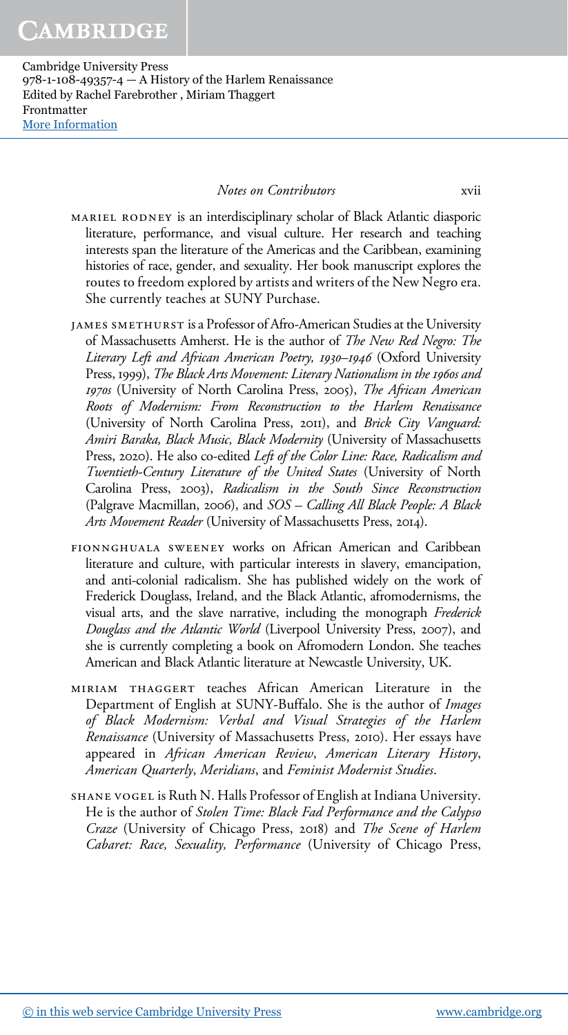MARIEL RODNEY is an interdisciplinary scholar of Black Atlantic diasporic literature, performance, and visual culture. Her research and teaching interests span the literature of the Americas and the Caribbean, examining histories of race, gender, and sexuality. Her book manuscript explores the routes to freedom explored by artists and writers of the New Negro era. She currently teaches at SUNY Purchase.

JAMES SMETHURST is a Professor of Afro-American Studies at the University of Massachusetts Amherst. He is the author of *The New Red Negro: The Literary Left and African American Poetry, 1930–1946* (Oxford University Press, 1999), *The Black Arts Movement: Literary Nationalism in the 1960s and 1970s* (University of North Carolina Press, 2005), *The African American Roots of Modernism: From Reconstruction to the Harlem Renaissance* (University of North Carolina Press, 2011), and *Brick City Vanguard: Amiri Baraka, Black Music, Black Modernity* (University of Massachusetts Press, 2020). He also co-edited *Left of the Color Line: Race, Radicalism and Twentieth-Century Literature of the United States* (University of North Carolina Press, 2003), *Radicalism in the South Since Reconstruction* (Palgrave Macmillan, 2006), and *SOS – Calling All Black People: A Black Arts Movement Reader* (University of Massachusetts Press, 2014).

FIONNGHUALA SWEENEY works on African American and Caribbean literature and culture, with particular interests in slavery, emancipation, and anti-colonial radicalism. She has published widely on the work of Frederick Douglass, Ireland, and the Black Atlantic, afromodernisms, the visual arts, and the slave narrative, including the monograph *Frederick Douglass and the Atlantic World* (Liverpool University Press, 2007), and she is currently completing a book on Afromodern London. She teaches American and Black Atlantic literature at Newcastle University, UK.

MIRIAM THAGGERT teaches African American Literature in the Department of English at SUNY-Buffalo. She is the author of *Images of Black Modernism: Verbal and Visual Strategies of the Harlem Renaissance* (University of Massachusetts Press, 2010). Her essays have appeared in *African American Review*, *American Literary History*, *American Quarterly*, *Meridians*, and *Feminist Modernist Studies*.

SHANE VOGEL is Ruth N. Halls Professor of English at Indiana University. He is the author of *Stolen Time: Black Fad Performance and the Calypso Craze* (University of Chicago Press, 2018) and *The Scene of Harlem Cabaret: Race, Sexuality, Performance* (University of Chicago Press,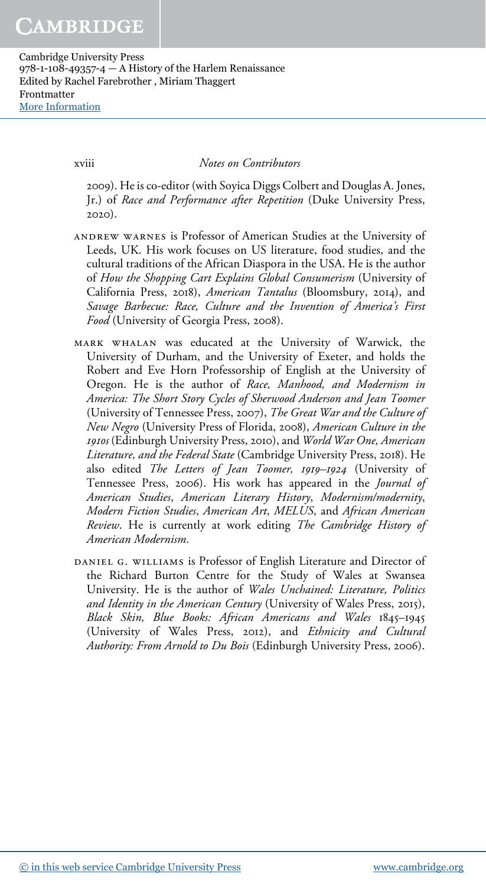2009). He is co-editor (with Soyica Diggs Colbert and Douglas A. Jones, Jr.) of *Race and Performance after Repetition* (Duke University Press, 2020).

ANDREW WARNES is Professor of American Studies at the University of Leeds, UK. His work focuses on US literature, food studies, and the cultural traditions of the African Diaspora in the USA. He is the author of *How the Shopping Cart Explains Global Consumerism* (University of California Press, 2018), *American Tantalus* (Bloomsbury, 2014), and *Savage Barbecue: Race, Culture and the Invention of America's First Food* (University of Georgia Press, 2008).

MARK WHALAN was educated at the University of Warwick, the University of Durham, and the University of Exeter, and holds the Robert and Eve Horn Professorship of English at the University of Oregon. He is the author of *Race, Manhood, and Modernism in America: The Short Story Cycles of Sherwood Anderson and Jean Toomer* (University of Tennessee Press, 2007), *The Great War and the Culture of New Negro* (University Press of Florida, 2008), *American Culture in the 1910s* (Edinburgh University Press, 2010), and *World War One, American Literature, and the Federal State* (Cambridge University Press, 2018). He also edited *The Letters of Jean Toomer, 1919–1924* (University of Tennessee Press, 2006). His work has appeared in the *Journal of American Studies*, *American Literary History*, *Modernism/modernity*, *Modern Fiction Studies*, *American Art*, *MELUS*, and *African American Review*. He is currently at work editing *The Cambridge History of American Modernism*.

DANIEL G. WILLIAMS is Professor of English Literature and Director of the Richard Burton Centre for the Study of Wales at Swansea University. He is the author of *Wales Unchained: Literature, Politics and Identity in the American Century* (University of Wales Press, 2015), *Black Skin, Blue Books: African Americans and Wales 1845–1945* (University of Wales Press, 2012), and *Ethnicity and Cultural Authority: From Arnold to Du Bois* (Edinburgh University Press, 2006).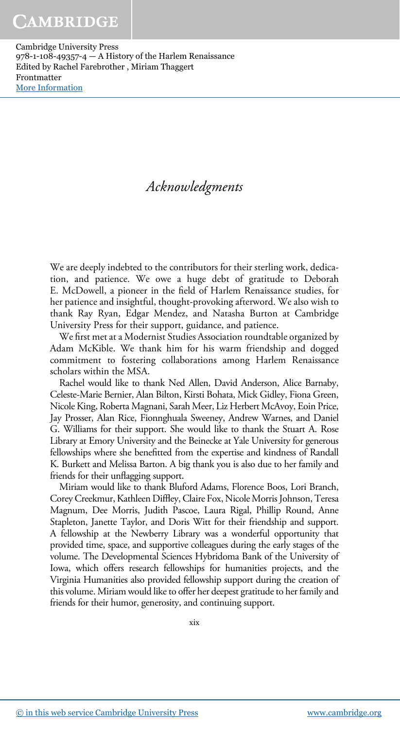# *Acknowledgments*

We are deeply indebted to the contributors for their sterling work, dedication, and patience. We owe a huge debt of gratitude to Deborah E. McDowell, a pioneer in the field of Harlem Renaissance studies, for her patience and insightful, thought-provoking afterword. We also wish to thank Ray Ryan, Edgar Mendez, and Natasha Burton at Cambridge University Press for their support, guidance, and patience.

We first met at a Modernist Studies Association roundtable organized by Adam McKible. We thank him for his warm friendship and dogged commitment to fostering collaborations among Harlem Renaissance scholars within the MSA.

Rachel would like to thank Ned Allen, David Anderson, Alice Barnaby, Celeste-Marie Bernier, Alan Bilton, Kirsti Bohata, Mick Gidley, Fiona Green, Nicole King, Roberta Magnani, Sarah Meer, Liz Herbert McAvoy, Eoin Price, Jay Prosser, Alan Rice, Fionnghuala Sweeney, Andrew Warnes, and Daniel G. Williams for their support. She would like to thank the Stuart A. Rose Library at Emory University and the Beinecke at Yale University for generous fellowships where she benefitted from the expertise and kindness of Randall K. Burkett and Melissa Barton. A big thank you is also due to her family and friends for their unflagging support.

Miriam would like to thank Bluford Adams, Florence Boos, Lori Branch, Corey Creekmur, Kathleen Diffley, Claire Fox, Nicole Morris Johnson, Teresa Magnum, Dee Morris, Judith Pascoe, Laura Rigal, Phillip Round, Anne Stapleton, Janette Taylor, and Doris Witt for their friendship and support. A fellowship at the Newberry Library was a wonderful opportunity that provided time, space, and supportive colleagues during the early stages of the volume. The Developmental Sciences Hybridoma Bank of the University of Iowa, which offers research fellowships for humanities projects, and the Virginia Humanities also provided fellowship support during the creation of this volume. Miriam would like to offer her deepest gratitude to her family and friends for their humor, generosity, and continuing support.